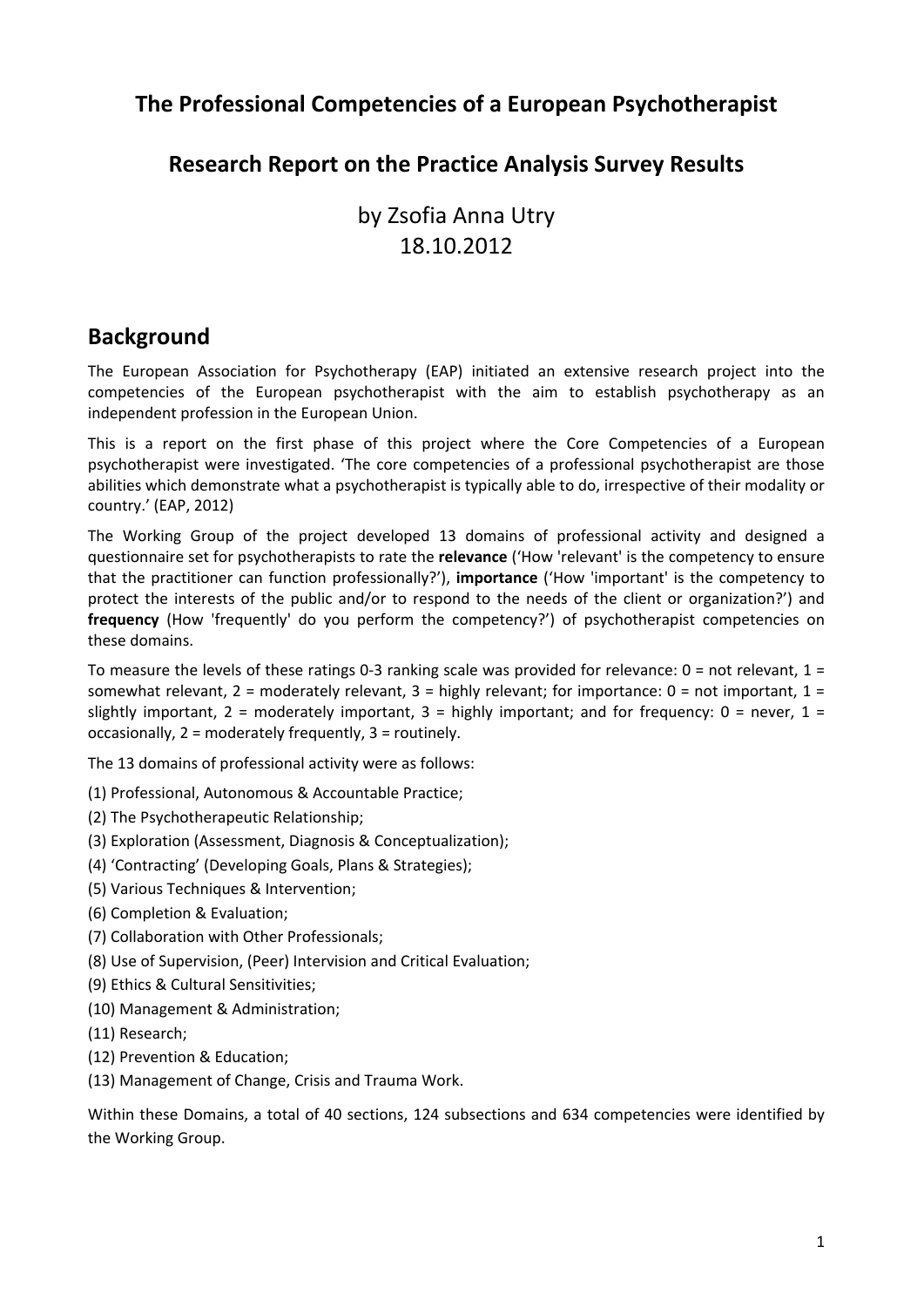# The Professional Competencies of a European Psychotherapist

# Research Report on the Practice Analysis Survey Results

by Zsofia Anna Utry
18.10.2012

## Background

The European Association for Psychotherapy (EAP) initiated an extensive research project into the competencies of the European psychotherapist with the aim to establish psychotherapy as an independent profession in the European Union.

This is a report on the first phase of this project where the Core Competencies of a European psychotherapist were investigated. 'The core competencies of a professional psychotherapist are those abilities which demonstrate what a psychotherapist is typically able to do, irrespective of their modality or country.' (EAP, 2012)

The Working Group of the project developed 13 domains of professional activity and designed a questionnaire set for psychotherapists to rate the **relevance** ('How 'relevant' is the competency to ensure that the practitioner can function professionally?'), **importance** ('How 'important' is the competency to protect the interests of the public and/or to respond to the needs of the client or organization?') and **frequency** (How 'frequently' do you perform the competency?') of psychotherapist competencies on these domains.

To measure the levels of these ratings 0-3 ranking scale was provided for relevance: 0 = not relevant, 1 = somewhat relevant, 2 = moderately relevant, 3 = highly relevant; for importance: 0 = not important, 1 = slightly important, 2 = moderately important, 3 = highly important; and for frequency: 0 = never, 1 = occasionally, 2 = moderately frequently, 3 = routinely.

The 13 domains of professional activity were as follows:

(1) Professional, Autonomous & Accountable Practice;
(2) The Psychotherapeutic Relationship;
(3) Exploration (Assessment, Diagnosis & Conceptualization);
(4) 'Contracting' (Developing Goals, Plans & Strategies);
(5) Various Techniques & Intervention;
(6) Completion & Evaluation;
(7) Collaboration with Other Professionals;
(8) Use of Supervision, (Peer) Intervision and Critical Evaluation;
(9) Ethics & Cultural Sensitivities;
(10) Management & Administration;
(11) Research;
(12) Prevention & Education;
(13) Management of Change, Crisis and Trauma Work.

Within these Domains, a total of 40 sections, 124 subsections and 634 competencies were identified by the Working Group.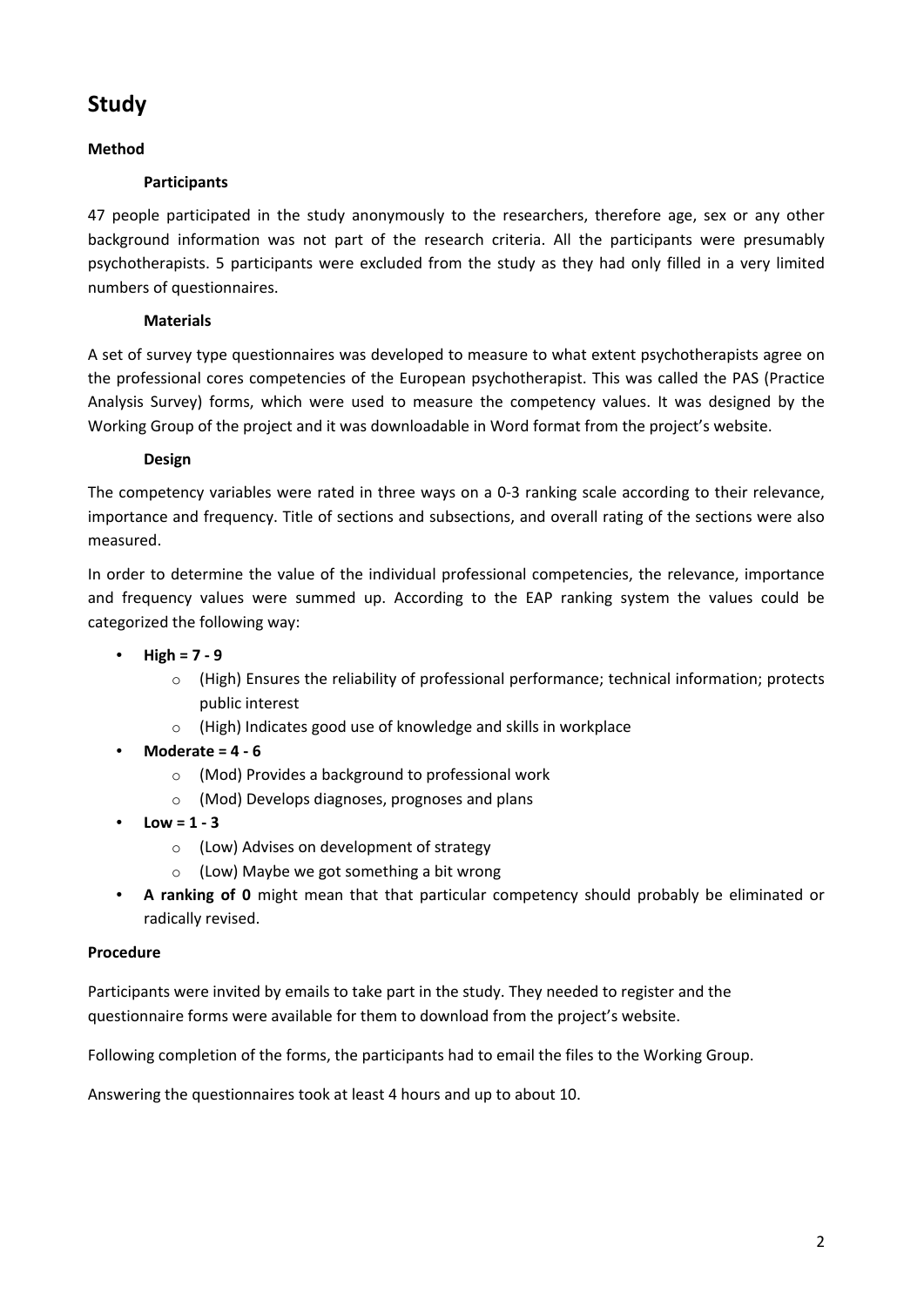## Study

### Method

#### Participants

47 people participated in the study anonymously to the researchers, therefore age, sex or any other background information was not part of the research criteria. All the participants were presumably psychotherapists. 5 participants were excluded from the study as they had only filled in a very limited numbers of questionnaires.

#### Materials

A set of survey type questionnaires was developed to measure to what extent psychotherapists agree on the professional cores competencies of the European psychotherapist. This was called the PAS (Practice Analysis Survey) forms, which were used to measure the competency values. It was designed by the Working Group of the project and it was downloadable in Word format from the project's website.

#### Design

The competency variables were rated in three ways on a 0-3 ranking scale according to their relevance, importance and frequency. Title of sections and subsections, and overall rating of the sections were also measured.

In order to determine the value of the individual professional competencies, the relevance, importance and frequency values were summed up. According to the EAP ranking system the values could be categorized the following way:

- **High = 7 - 9**
  - (High) Ensures the reliability of professional performance; technical information; protects public interest
  - (High) Indicates good use of knowledge and skills in workplace
- **Moderate = 4 - 6**
  - (Mod) Provides a background to professional work
  - (Mod) Develops diagnoses, prognoses and plans
- **Low = 1 - 3**
  - (Low) Advises on development of strategy
  - (Low) Maybe we got something a bit wrong
- **A ranking of 0** might mean that that particular competency should probably be eliminated or radically revised.

### Procedure

Participants were invited by emails to take part in the study. They needed to register and the questionnaire forms were available for them to download from the project's website.

Following completion of the forms, the participants had to email the files to the Working Group.

Answering the questionnaires took at least 4 hours and up to about 10.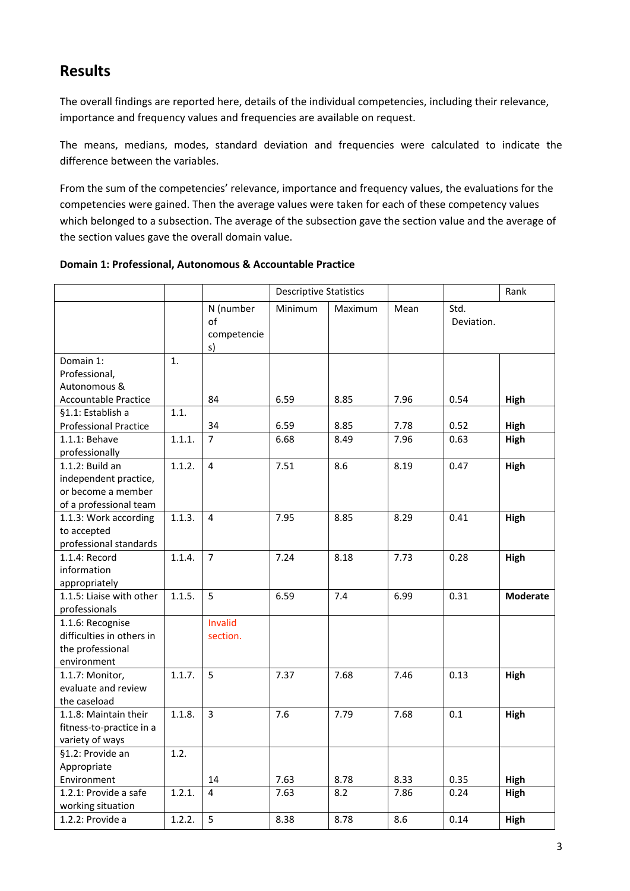## Results

The overall findings are reported here, details of the individual competencies, including their relevance, importance and frequency values and frequencies are available on request.

The means, medians, modes, standard deviation and frequencies were calculated to indicate the difference between the variables.

From the sum of the competencies' relevance, importance and frequency values, the evaluations for the competencies were gained. Then the average values were taken for each of these competency values which belonged to a subsection. The average of the subsection gave the section value and the average of the section values gave the overall domain value.

**Domain 1: Professional, Autonomous & Accountable Practice**

| | | | Descriptive Statistics | | | | Rank |
|---|---|---|---|---|---|---|---|
| | | N (number of competencies) | Minimum | Maximum | Mean | Std. Deviation. | |
| Domain 1: Professional, Autonomous & Accountable Practice | 1. | 84 | 6.59 | 8.85 | 7.96 | 0.54 | **High** |
| §1.1: Establish a Professional Practice | 1.1. | 34 | 6.59 | 8.85 | 7.78 | 0.52 | **High** |
| 1.1.1: Behave professionally | 1.1.1. | 7 | 6.68 | 8.49 | 7.96 | 0.63 | **High** |
| 1.1.2: Build an independent practice, or become a member of a professional team | 1.1.2. | 4 | 7.51 | 8.6 | 8.19 | 0.47 | **High** |
| 1.1.3: Work according to accepted professional standards | 1.1.3. | 4 | 7.95 | 8.85 | 8.29 | 0.41 | **High** |
| 1.1.4: Record information appropriately | 1.1.4. | 7 | 7.24 | 8.18 | 7.73 | 0.28 | **High** |
| 1.1.5: Liaise with other professionals | 1.1.5. | 5 | 6.59 | 7.4 | 6.99 | 0.31 | **Moderate** |
| 1.1.6: Recognise difficulties in others in the professional environment | | Invalid section. | | | | | |
| 1.1.7: Monitor, evaluate and review the caseload | 1.1.7. | 5 | 7.37 | 7.68 | 7.46 | 0.13 | **High** |
| 1.1.8: Maintain their fitness-to-practice in a variety of ways | 1.1.8. | 3 | 7.6 | 7.79 | 7.68 | 0.1 | **High** |
| §1.2: Provide an Appropriate Environment | 1.2. | 14 | 7.63 | 8.78 | 8.33 | 0.35 | **High** |
| 1.2.1: Provide a safe working situation | 1.2.1. | 4 | 7.63 | 8.2 | 7.86 | 0.24 | **High** |
| 1.2.2: Provide a | 1.2.2. | 5 | 8.38 | 8.78 | 8.6 | 0.14 | **High** |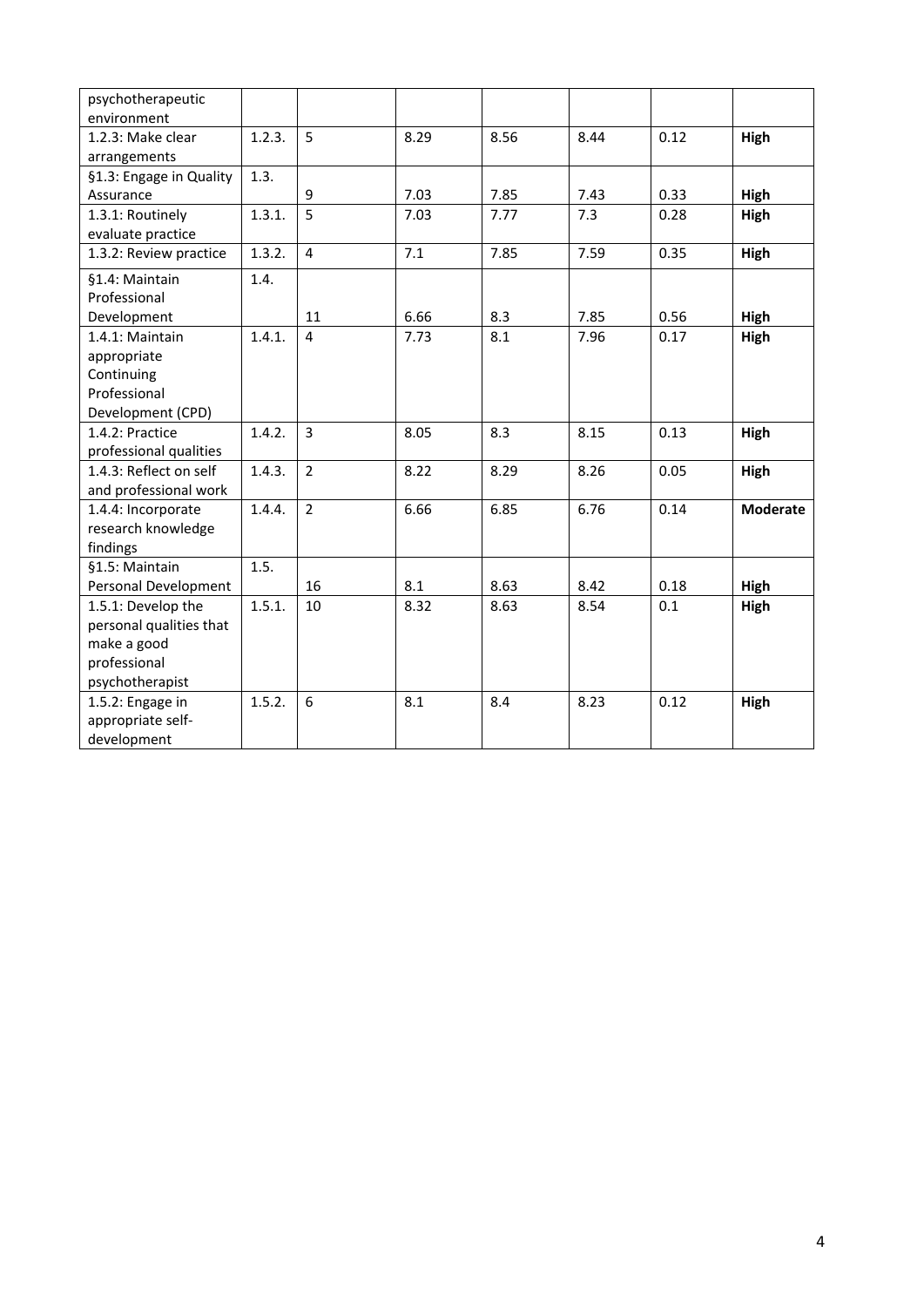| psychotherapeutic environment | | | | | | | |
|---|---|---|---|---|---|---|---|
| 1.2.3: Make clear arrangements | 1.2.3. | 5 | 8.29 | 8.56 | 8.44 | 0.12 | **High** |
| §1.3: Engage in Quality Assurance | 1.3. | 9 | 7.03 | 7.85 | 7.43 | 0.33 | **High** |
| 1.3.1: Routinely evaluate practice | 1.3.1. | 5 | 7.03 | 7.77 | 7.3 | 0.28 | **High** |
| 1.3.2: Review practice | 1.3.2. | 4 | 7.1 | 7.85 | 7.59 | 0.35 | **High** |
| §1.4: Maintain Professional Development | 1.4. | 11 | 6.66 | 8.3 | 7.85 | 0.56 | **High** |
| 1.4.1: Maintain appropriate Continuing Professional Development (CPD) | 1.4.1. | 4 | 7.73 | 8.1 | 7.96 | 0.17 | **High** |
| 1.4.2: Practice professional qualities | 1.4.2. | 3 | 8.05 | 8.3 | 8.15 | 0.13 | **High** |
| 1.4.3: Reflect on self and professional work | 1.4.3. | 2 | 8.22 | 8.29 | 8.26 | 0.05 | **High** |
| 1.4.4: Incorporate research knowledge findings | 1.4.4. | 2 | 6.66 | 6.85 | 6.76 | 0.14 | **Moderate** |
| §1.5: Maintain Personal Development | 1.5. | 16 | 8.1 | 8.63 | 8.42 | 0.18 | **High** |
| 1.5.1: Develop the personal qualities that make a good professional psychotherapist | 1.5.1. | 10 | 8.32 | 8.63 | 8.54 | 0.1 | **High** |
| 1.5.2: Engage in appropriate self-development | 1.5.2. | 6 | 8.1 | 8.4 | 8.23 | 0.12 | **High** |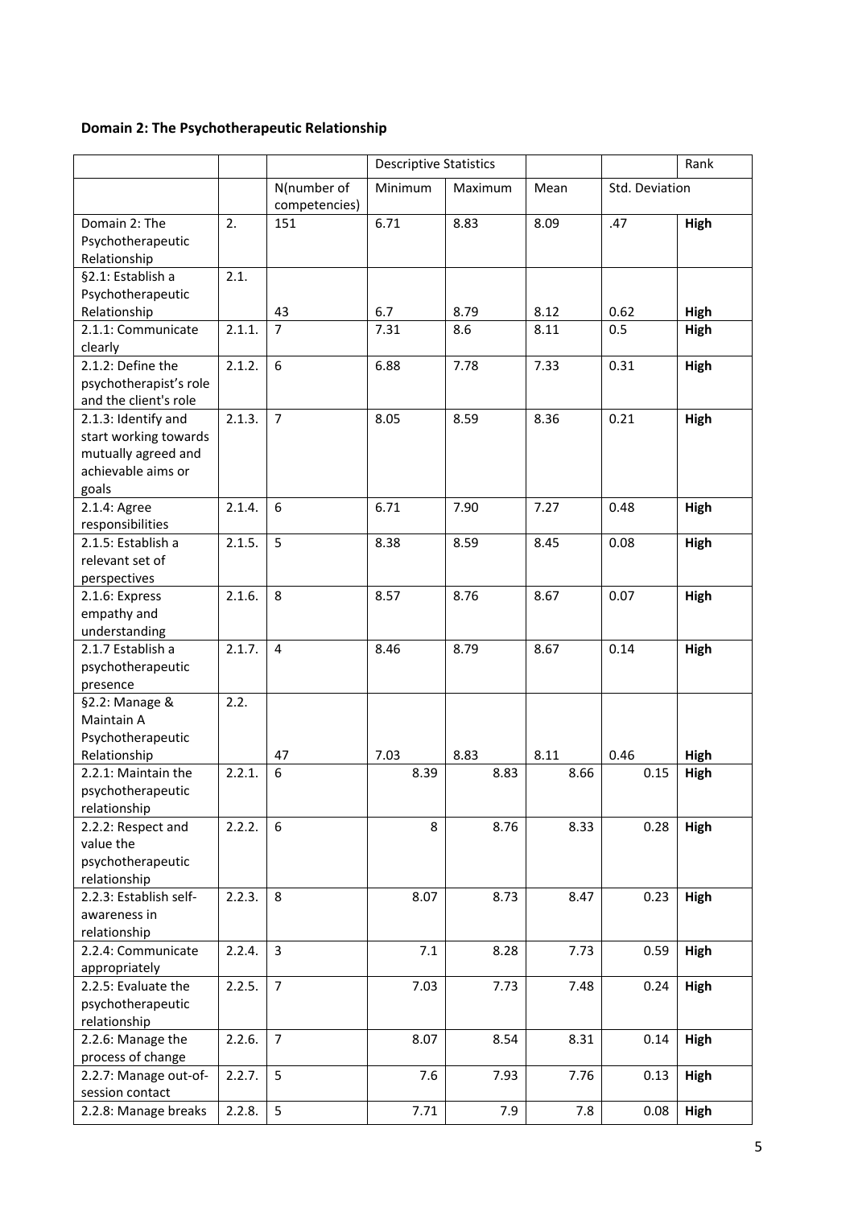**Domain 2: The Psychotherapeutic Relationship**

| | | | Descriptive Statistics | | | | Rank |
|---|---|---|---|---|---|---|---|
| | | N(number of competencies) | Minimum | Maximum | Mean | Std. Deviation | |
| Domain 2: The Psychotherapeutic Relationship | 2. | 151 | 6.71 | 8.83 | 8.09 | .47 | **High** |
| §2.1: Establish a Psychotherapeutic Relationship | 2.1. | 43 | 6.7 | 8.79 | 8.12 | 0.62 | **High** |
| 2.1.1: Communicate clearly | 2.1.1. | 7 | 7.31 | 8.6 | 8.11 | 0.5 | **High** |
| 2.1.2: Define the psychotherapist's role and the client's role | 2.1.2. | 6 | 6.88 | 7.78 | 7.33 | 0.31 | **High** |
| 2.1.3: Identify and start working towards mutually agreed and achievable aims or goals | 2.1.3. | 7 | 8.05 | 8.59 | 8.36 | 0.21 | **High** |
| 2.1.4: Agree responsibilities | 2.1.4. | 6 | 6.71 | 7.90 | 7.27 | 0.48 | **High** |
| 2.1.5: Establish a relevant set of perspectives | 2.1.5. | 5 | 8.38 | 8.59 | 8.45 | 0.08 | **High** |
| 2.1.6: Express empathy and understanding | 2.1.6. | 8 | 8.57 | 8.76 | 8.67 | 0.07 | **High** |
| 2.1.7 Establish a psychotherapeutic presence | 2.1.7. | 4 | 8.46 | 8.79 | 8.67 | 0.14 | **High** |
| §2.2: Manage & Maintain A Psychotherapeutic Relationship | 2.2. | 47 | 7.03 | 8.83 | 8.11 | 0.46 | **High** |
| 2.2.1: Maintain the psychotherapeutic relationship | 2.2.1. | 6 | 8.39 | 8.83 | 8.66 | 0.15 | **High** |
| 2.2.2: Respect and value the psychotherapeutic relationship | 2.2.2. | 6 | 8 | 8.76 | 8.33 | 0.28 | **High** |
| 2.2.3: Establish self-awareness in relationship | 2.2.3. | 8 | 8.07 | 8.73 | 8.47 | 0.23 | **High** |
| 2.2.4: Communicate appropriately | 2.2.4. | 3 | 7.1 | 8.28 | 7.73 | 0.59 | **High** |
| 2.2.5: Evaluate the psychotherapeutic relationship | 2.2.5. | 7 | 7.03 | 7.73 | 7.48 | 0.24 | **High** |
| 2.2.6: Manage the process of change | 2.2.6. | 7 | 8.07 | 8.54 | 8.31 | 0.14 | **High** |
| 2.2.7: Manage out-of-session contact | 2.2.7. | 5 | 7.6 | 7.93 | 7.76 | 0.13 | **High** |
| 2.2.8: Manage breaks | 2.2.8. | 5 | 7.71 | 7.9 | 7.8 | 0.08 | **High** |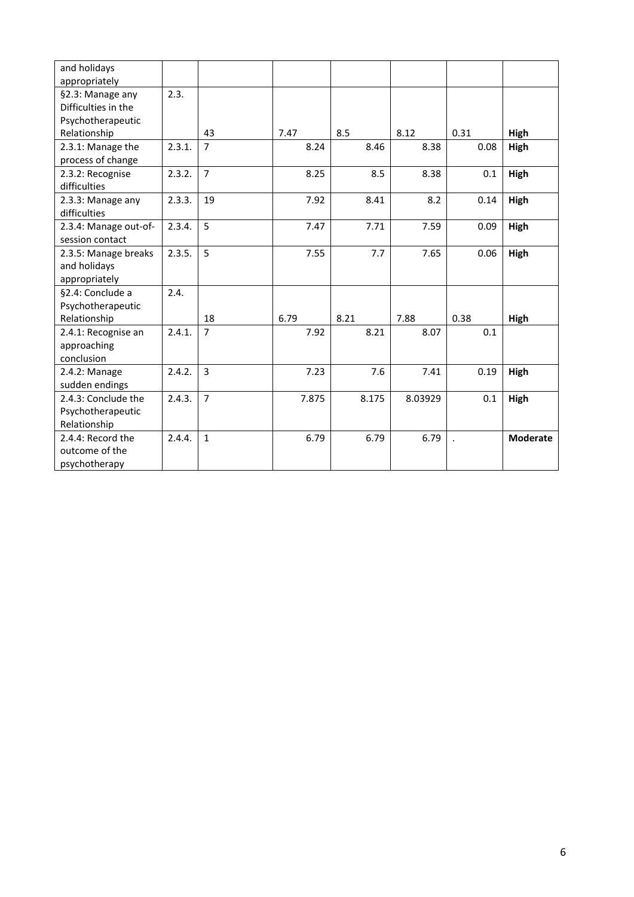| | | | | | | | |
|---|---|---|---|---|---|---|---|
| and holidays appropriately | | | | | | | |
| §2.3: Manage any Difficulties in the Psychotherapeutic Relationship | 2.3. | 43 | 7.47 | 8.5 | 8.12 | 0.31 | **High** |
| 2.3.1: Manage the process of change | 2.3.1. | 7 | 8.24 | 8.46 | 8.38 | 0.08 | **High** |
| 2.3.2: Recognise difficulties | 2.3.2. | 7 | 8.25 | 8.5 | 8.38 | 0.1 | **High** |
| 2.3.3: Manage any difficulties | 2.3.3. | 19 | 7.92 | 8.41 | 8.2 | 0.14 | **High** |
| 2.3.4: Manage out-of-session contact | 2.3.4. | 5 | 7.47 | 7.71 | 7.59 | 0.09 | **High** |
| 2.3.5: Manage breaks and holidays appropriately | 2.3.5. | 5 | 7.55 | 7.7 | 7.65 | 0.06 | **High** |
| §2.4: Conclude a Psychotherapeutic Relationship | 2.4. | 18 | 6.79 | 8.21 | 7.88 | 0.38 | **High** |
| 2.4.1: Recognise an approaching conclusion | 2.4.1. | 7 | 7.92 | 8.21 | 8.07 | 0.1 | |
| 2.4.2: Manage sudden endings | 2.4.2. | 3 | 7.23 | 7.6 | 7.41 | 0.19 | **High** |
| 2.4.3: Conclude the Psychotherapeutic Relationship | 2.4.3. | 7 | 7.875 | 8.175 | 8.03929 | 0.1 | **High** |
| 2.4.4: Record the outcome of the psychotherapy | 2.4.4. | 1 | 6.79 | 6.79 | 6.79 | . | **Moderate** |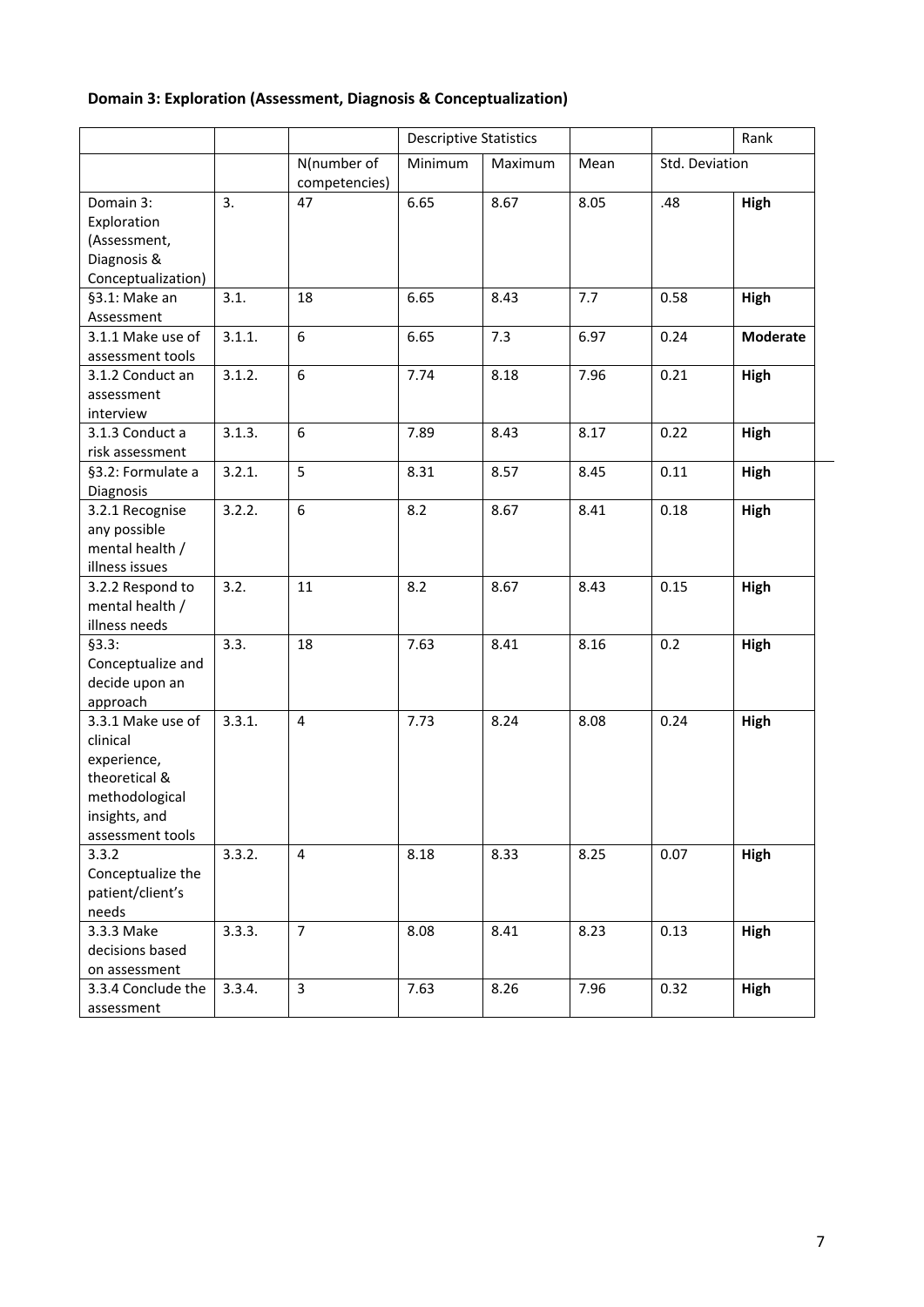**Domain 3: Exploration (Assessment, Diagnosis & Conceptualization)**

| | | | Descriptive Statistics | | | | Rank |
|---|---|---|---|---|---|---|---|
| | | N(number of competencies) | Minimum | Maximum | Mean | Std. Deviation | |
| Domain 3: Exploration (Assessment, Diagnosis & Conceptualization) | 3. | 47 | 6.65 | 8.67 | 8.05 | .48 | **High** |
| §3.1: Make an Assessment | 3.1. | 18 | 6.65 | 8.43 | 7.7 | 0.58 | **High** |
| 3.1.1 Make use of assessment tools | 3.1.1. | 6 | 6.65 | 7.3 | 6.97 | 0.24 | **Moderate** |
| 3.1.2 Conduct an assessment interview | 3.1.2. | 6 | 7.74 | 8.18 | 7.96 | 0.21 | **High** |
| 3.1.3 Conduct a risk assessment | 3.1.3. | 6 | 7.89 | 8.43 | 8.17 | 0.22 | **High** |
| §3.2: Formulate a Diagnosis | 3.2.1. | 5 | 8.31 | 8.57 | 8.45 | 0.11 | **High** |
| 3.2.1 Recognise any possible mental health / illness issues | 3.2.2. | 6 | 8.2 | 8.67 | 8.41 | 0.18 | **High** |
| 3.2.2 Respond to mental health / illness needs | 3.2. | 11 | 8.2 | 8.67 | 8.43 | 0.15 | **High** |
| §3.3: Conceptualize and decide upon an approach | 3.3. | 18 | 7.63 | 8.41 | 8.16 | 0.2 | **High** |
| 3.3.1 Make use of clinical experience, theoretical & methodological insights, and assessment tools | 3.3.1. | 4 | 7.73 | 8.24 | 8.08 | 0.24 | **High** |
| 3.3.2 Conceptualize the patient/client's needs | 3.3.2. | 4 | 8.18 | 8.33 | 8.25 | 0.07 | **High** |
| 3.3.3 Make decisions based on assessment | 3.3.3. | 7 | 8.08 | 8.41 | 8.23 | 0.13 | **High** |
| 3.3.4 Conclude the assessment | 3.3.4. | 3 | 7.63 | 8.26 | 7.96 | 0.32 | **High** |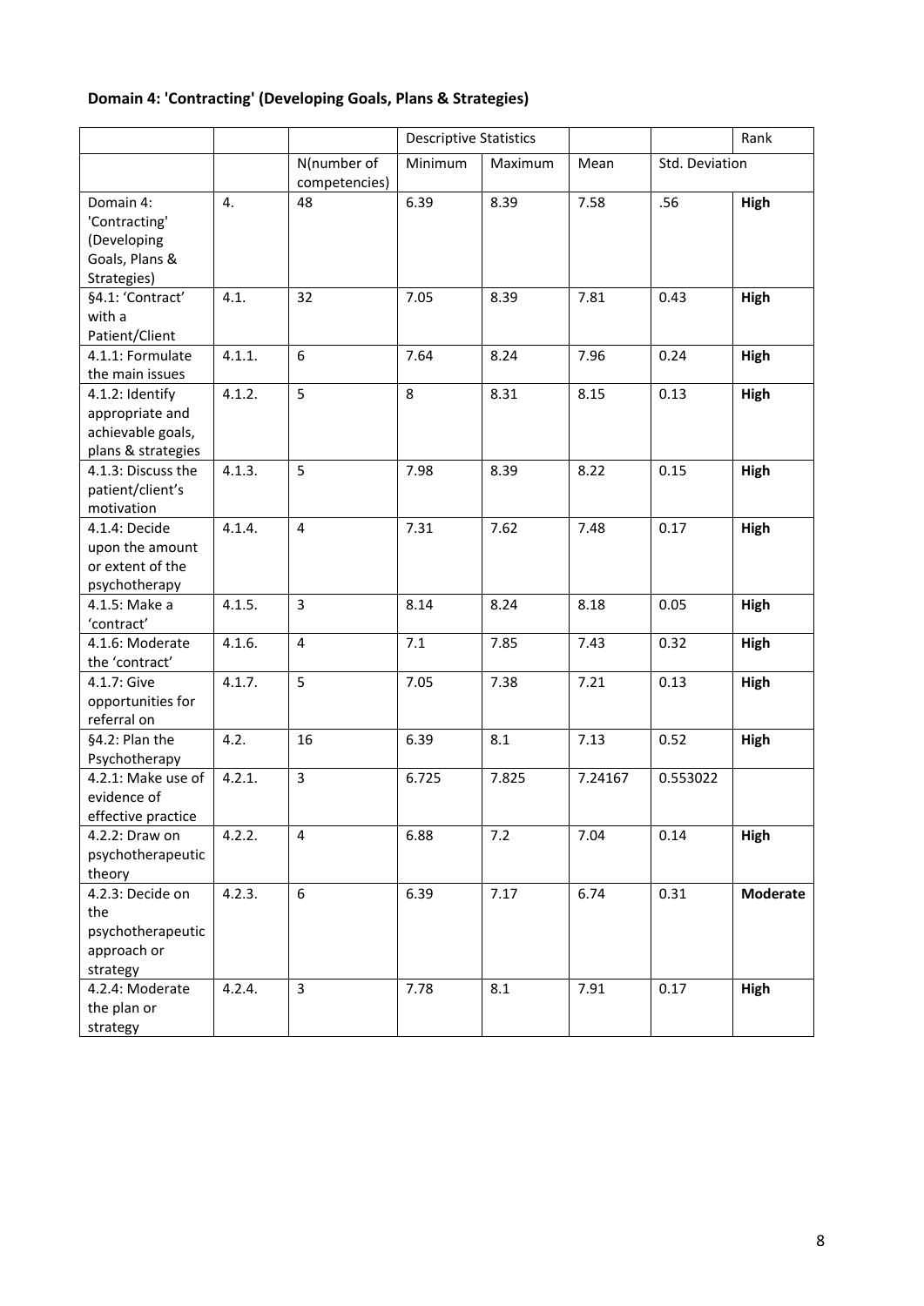**Domain 4: 'Contracting' (Developing Goals, Plans & Strategies)**

| | | | Descriptive Statistics | | | | Rank |
|---|---|---|---|---|---|---|---|
| | | N(number of competencies) | Minimum | Maximum | Mean | Std. Deviation | |
| Domain 4: 'Contracting' (Developing Goals, Plans & Strategies) | 4. | 48 | 6.39 | 8.39 | 7.58 | .56 | **High** |
| §4.1: 'Contract' with a Patient/Client | 4.1. | 32 | 7.05 | 8.39 | 7.81 | 0.43 | **High** |
| 4.1.1: Formulate the main issues | 4.1.1. | 6 | 7.64 | 8.24 | 7.96 | 0.24 | **High** |
| 4.1.2: Identify appropriate and achievable goals, plans & strategies | 4.1.2. | 5 | 8 | 8.31 | 8.15 | 0.13 | **High** |
| 4.1.3: Discuss the patient/client's motivation | 4.1.3. | 5 | 7.98 | 8.39 | 8.22 | 0.15 | **High** |
| 4.1.4: Decide upon the amount or extent of the psychotherapy | 4.1.4. | 4 | 7.31 | 7.62 | 7.48 | 0.17 | **High** |
| 4.1.5: Make a 'contract' | 4.1.5. | 3 | 8.14 | 8.24 | 8.18 | 0.05 | **High** |
| 4.1.6: Moderate the 'contract' | 4.1.6. | 4 | 7.1 | 7.85 | 7.43 | 0.32 | **High** |
| 4.1.7: Give opportunities for referral on | 4.1.7. | 5 | 7.05 | 7.38 | 7.21 | 0.13 | **High** |
| §4.2: Plan the Psychotherapy | 4.2. | 16 | 6.39 | 8.1 | 7.13 | 0.52 | **High** |
| 4.2.1: Make use of evidence of effective practice | 4.2.1. | 3 | 6.725 | 7.825 | 7.24167 | 0.553022 | |
| 4.2.2: Draw on psychotherapeutic theory | 4.2.2. | 4 | 6.88 | 7.2 | 7.04 | 0.14 | **High** |
| 4.2.3: Decide on the psychotherapeutic approach or strategy | 4.2.3. | 6 | 6.39 | 7.17 | 6.74 | 0.31 | **Moderate** |
| 4.2.4: Moderate the plan or strategy | 4.2.4. | 3 | 7.78 | 8.1 | 7.91 | 0.17 | **High** |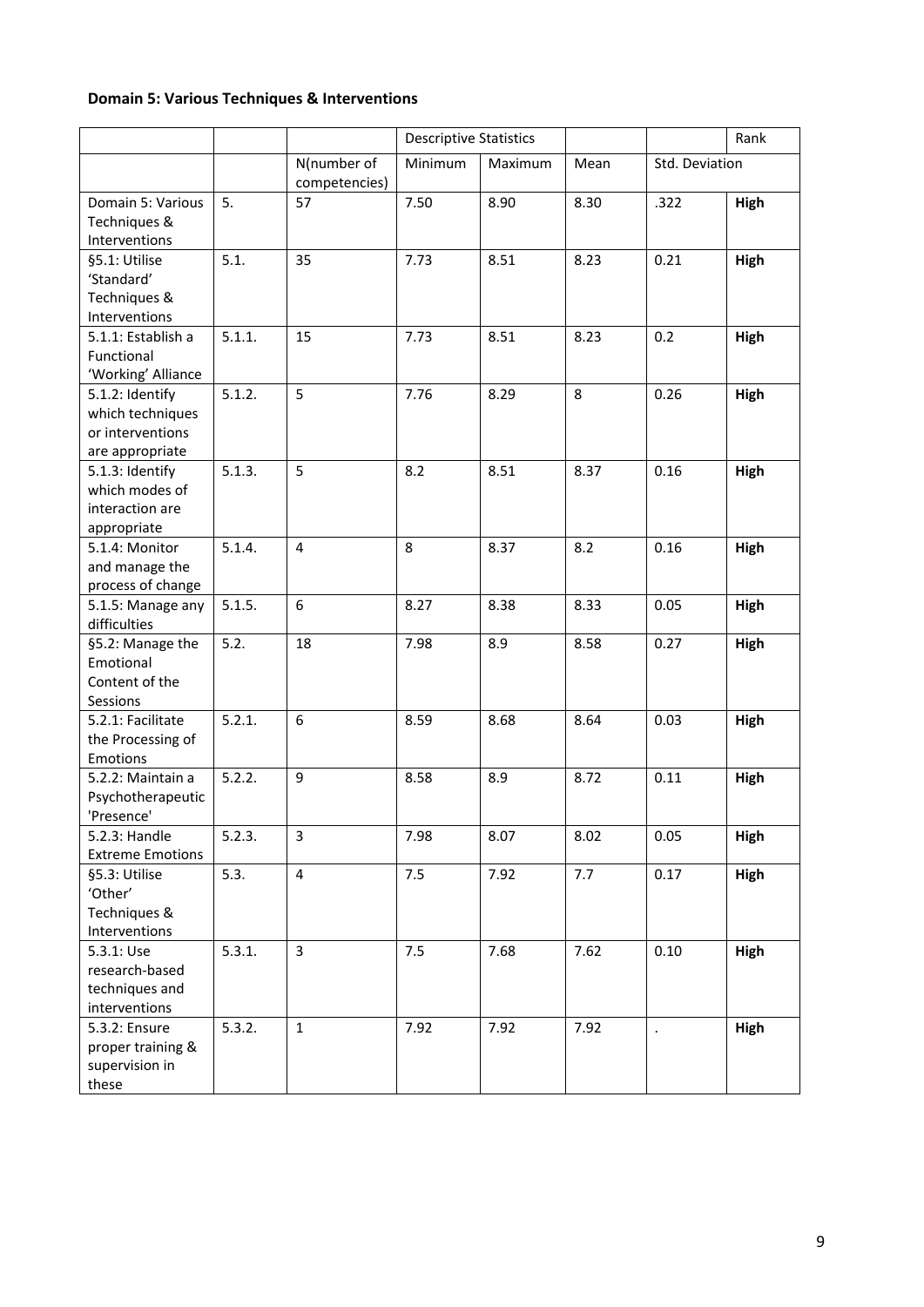**Domain 5: Various Techniques & Interventions**

| | | | Descriptive Statistics | | | | Rank |
|---|---|---|---|---|---|---|---|
| | | N(number of competencies) | Minimum | Maximum | Mean | Std. Deviation | |
| Domain 5: Various Techniques & Interventions | 5. | 57 | 7.50 | 8.90 | 8.30 | .322 | **High** |
| §5.1: Utilise 'Standard' Techniques & Interventions | 5.1. | 35 | 7.73 | 8.51 | 8.23 | 0.21 | **High** |
| 5.1.1: Establish a Functional 'Working' Alliance | 5.1.1. | 15 | 7.73 | 8.51 | 8.23 | 0.2 | **High** |
| 5.1.2: Identify which techniques or interventions are appropriate | 5.1.2. | 5 | 7.76 | 8.29 | 8 | 0.26 | **High** |
| 5.1.3: Identify which modes of interaction are appropriate | 5.1.3. | 5 | 8.2 | 8.51 | 8.37 | 0.16 | **High** |
| 5.1.4: Monitor and manage the process of change | 5.1.4. | 4 | 8 | 8.37 | 8.2 | 0.16 | **High** |
| 5.1.5: Manage any difficulties | 5.1.5. | 6 | 8.27 | 8.38 | 8.33 | 0.05 | **High** |
| §5.2: Manage the Emotional Content of the Sessions | 5.2. | 18 | 7.98 | 8.9 | 8.58 | 0.27 | **High** |
| 5.2.1: Facilitate the Processing of Emotions | 5.2.1. | 6 | 8.59 | 8.68 | 8.64 | 0.03 | **High** |
| 5.2.2: Maintain a Psychotherapeutic 'Presence' | 5.2.2. | 9 | 8.58 | 8.9 | 8.72 | 0.11 | **High** |
| 5.2.3: Handle Extreme Emotions | 5.2.3. | 3 | 7.98 | 8.07 | 8.02 | 0.05 | **High** |
| §5.3: Utilise 'Other' Techniques & Interventions | 5.3. | 4 | 7.5 | 7.92 | 7.7 | 0.17 | **High** |
| 5.3.1: Use research-based techniques and interventions | 5.3.1. | 3 | 7.5 | 7.68 | 7.62 | 0.10 | **High** |
| 5.3.2: Ensure proper training & supervision in these | 5.3.2. | 1 | 7.92 | 7.92 | 7.92 | . | **High** |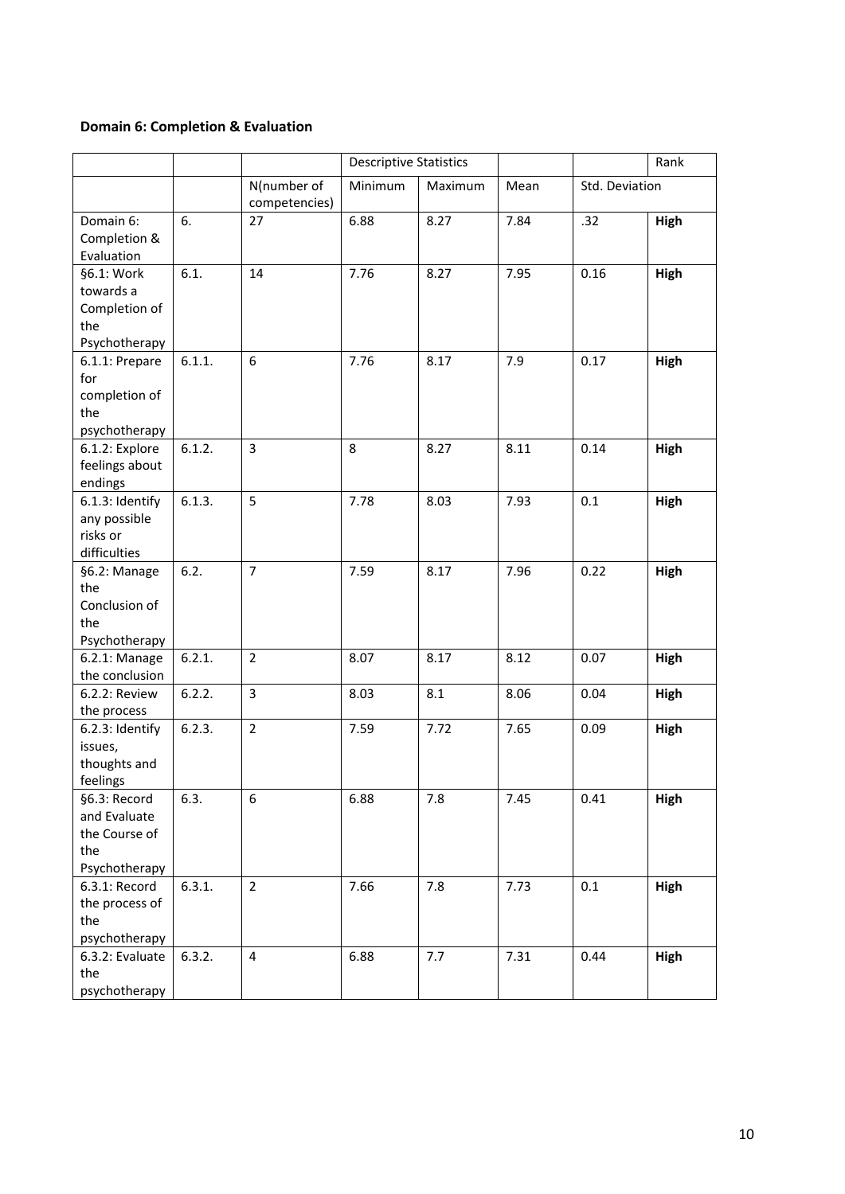**Domain 6: Completion & Evaluation**

| | | | Descriptive Statistics | | | | Rank |
|---|---|---|---|---|---|---|---|
| | | N(number of competencies) | Minimum | Maximum | Mean | Std. Deviation | |
| Domain 6: Completion & Evaluation | 6. | 27 | 6.88 | 8.27 | 7.84 | .32 | **High** |
| §6.1: Work towards a Completion of the Psychotherapy | 6.1. | 14 | 7.76 | 8.27 | 7.95 | 0.16 | **High** |
| 6.1.1: Prepare for completion of the psychotherapy | 6.1.1. | 6 | 7.76 | 8.17 | 7.9 | 0.17 | **High** |
| 6.1.2: Explore feelings about endings | 6.1.2. | 3 | 8 | 8.27 | 8.11 | 0.14 | **High** |
| 6.1.3: Identify any possible risks or difficulties | 6.1.3. | 5 | 7.78 | 8.03 | 7.93 | 0.1 | **High** |
| §6.2: Manage the Conclusion of the Psychotherapy | 6.2. | 7 | 7.59 | 8.17 | 7.96 | 0.22 | **High** |
| 6.2.1: Manage the conclusion | 6.2.1. | 2 | 8.07 | 8.17 | 8.12 | 0.07 | **High** |
| 6.2.2: Review the process | 6.2.2. | 3 | 8.03 | 8.1 | 8.06 | 0.04 | **High** |
| 6.2.3: Identify issues, thoughts and feelings | 6.2.3. | 2 | 7.59 | 7.72 | 7.65 | 0.09 | **High** |
| §6.3: Record and Evaluate the Course of the Psychotherapy | 6.3. | 6 | 6.88 | 7.8 | 7.45 | 0.41 | **High** |
| 6.3.1: Record the process of the psychotherapy | 6.3.1. | 2 | 7.66 | 7.8 | 7.73 | 0.1 | **High** |
| 6.3.2: Evaluate the psychotherapy | 6.3.2. | 4 | 6.88 | 7.7 | 7.31 | 0.44 | **High** |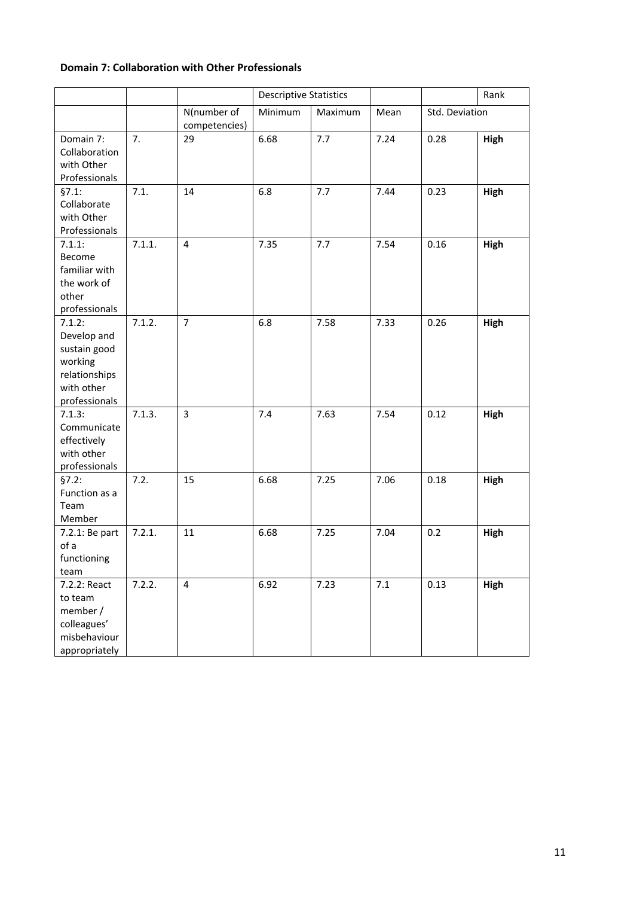**Domain 7: Collaboration with Other Professionals**

| | | | Descriptive Statistics | | | | Rank |
|---|---|---|---|---|---|---|---|
| | | N(number of competencies) | Minimum | Maximum | Mean | Std. Deviation | |
| Domain 7: Collaboration with Other Professionals | 7. | 29 | 6.68 | 7.7 | 7.24 | 0.28 | **High** |
| §7.1: Collaborate with Other Professionals | 7.1. | 14 | 6.8 | 7.7 | 7.44 | 0.23 | **High** |
| 7.1.1: Become familiar with the work of other professionals | 7.1.1. | 4 | 7.35 | 7.7 | 7.54 | 0.16 | **High** |
| 7.1.2: Develop and sustain good working relationships with other professionals | 7.1.2. | 7 | 6.8 | 7.58 | 7.33 | 0.26 | **High** |
| 7.1.3: Communicate effectively with other professionals | 7.1.3. | 3 | 7.4 | 7.63 | 7.54 | 0.12 | **High** |
| §7.2: Function as a Team Member | 7.2. | 15 | 6.68 | 7.25 | 7.06 | 0.18 | **High** |
| 7.2.1: Be part of a functioning team | 7.2.1. | 11 | 6.68 | 7.25 | 7.04 | 0.2 | **High** |
| 7.2.2: React to team member / colleagues' misbehaviour appropriately | 7.2.2. | 4 | 6.92 | 7.23 | 7.1 | 0.13 | **High** |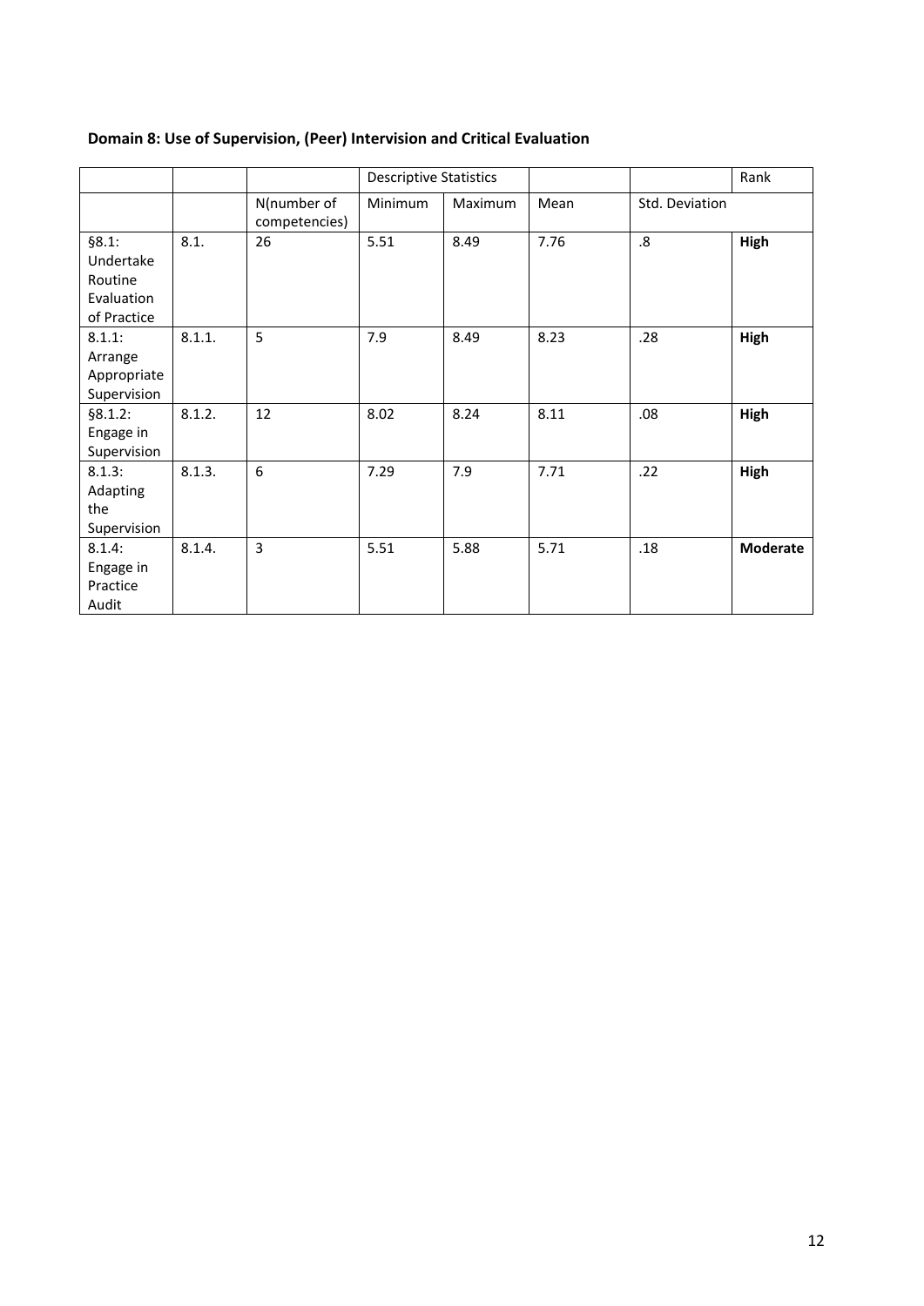**Domain 8: Use of Supervision, (Peer) Intervision and Critical Evaluation**

| | | | Descriptive Statistics | | | | Rank |
|---|---|---|---|---|---|---|---|
| | | N(number of competencies) | Minimum | Maximum | Mean | Std. Deviation | |
| §8.1: Undertake Routine Evaluation of Practice | 8.1. | 26 | 5.51 | 8.49 | 7.76 | .8 | **High** |
| 8.1.1: Arrange Appropriate Supervision | 8.1.1. | 5 | 7.9 | 8.49 | 8.23 | .28 | **High** |
| §8.1.2: Engage in Supervision | 8.1.2. | 12 | 8.02 | 8.24 | 8.11 | .08 | **High** |
| 8.1.3: Adapting the Supervision | 8.1.3. | 6 | 7.29 | 7.9 | 7.71 | .22 | **High** |
| 8.1.4: Engage in Practice Audit | 8.1.4. | 3 | 5.51 | 5.88 | 5.71 | .18 | **Moderate** |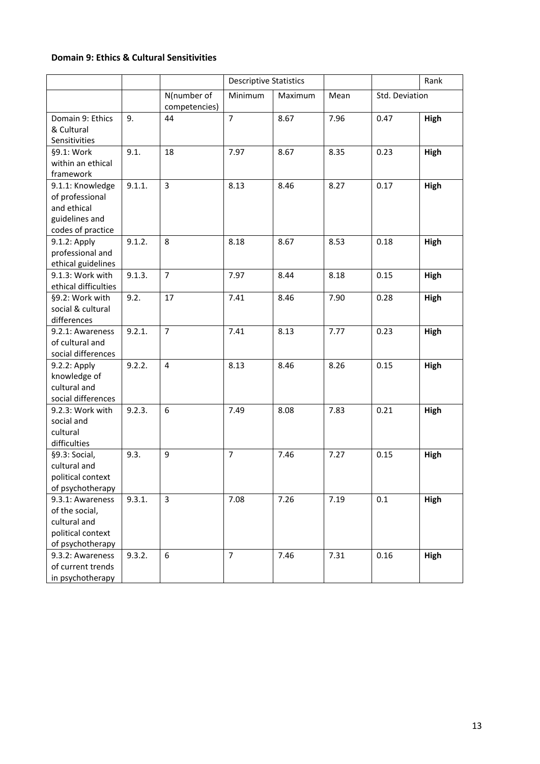**Domain 9: Ethics & Cultural Sensitivities**

| | | | Descriptive Statistics | | | | Rank |
|---|---|---|---|---|---|---|---|
| | | N(number of competencies) | Minimum | Maximum | Mean | Std. Deviation | |
| Domain 9: Ethics & Cultural Sensitivities | 9. | 44 | 7 | 8.67 | 7.96 | 0.47 | **High** |
| §9.1: Work within an ethical framework | 9.1. | 18 | 7.97 | 8.67 | 8.35 | 0.23 | **High** |
| 9.1.1: Knowledge of professional and ethical guidelines and codes of practice | 9.1.1. | 3 | 8.13 | 8.46 | 8.27 | 0.17 | **High** |
| 9.1.2: Apply professional and ethical guidelines | 9.1.2. | 8 | 8.18 | 8.67 | 8.53 | 0.18 | **High** |
| 9.1.3: Work with ethical difficulties | 9.1.3. | 7 | 7.97 | 8.44 | 8.18 | 0.15 | **High** |
| §9.2: Work with social & cultural differences | 9.2. | 17 | 7.41 | 8.46 | 7.90 | 0.28 | **High** |
| 9.2.1: Awareness of cultural and social differences | 9.2.1. | 7 | 7.41 | 8.13 | 7.77 | 0.23 | **High** |
| 9.2.2: Apply knowledge of cultural and social differences | 9.2.2. | 4 | 8.13 | 8.46 | 8.26 | 0.15 | **High** |
| 9.2.3: Work with social and cultural difficulties | 9.2.3. | 6 | 7.49 | 8.08 | 7.83 | 0.21 | **High** |
| §9.3: Social, cultural and political context of psychotherapy | 9.3. | 9 | 7 | 7.46 | 7.27 | 0.15 | **High** |
| 9.3.1: Awareness of the social, cultural and political context of psychotherapy | 9.3.1. | 3 | 7.08 | 7.26 | 7.19 | 0.1 | **High** |
| 9.3.2: Awareness of current trends in psychotherapy | 9.3.2. | 6 | 7 | 7.46 | 7.31 | 0.16 | **High** |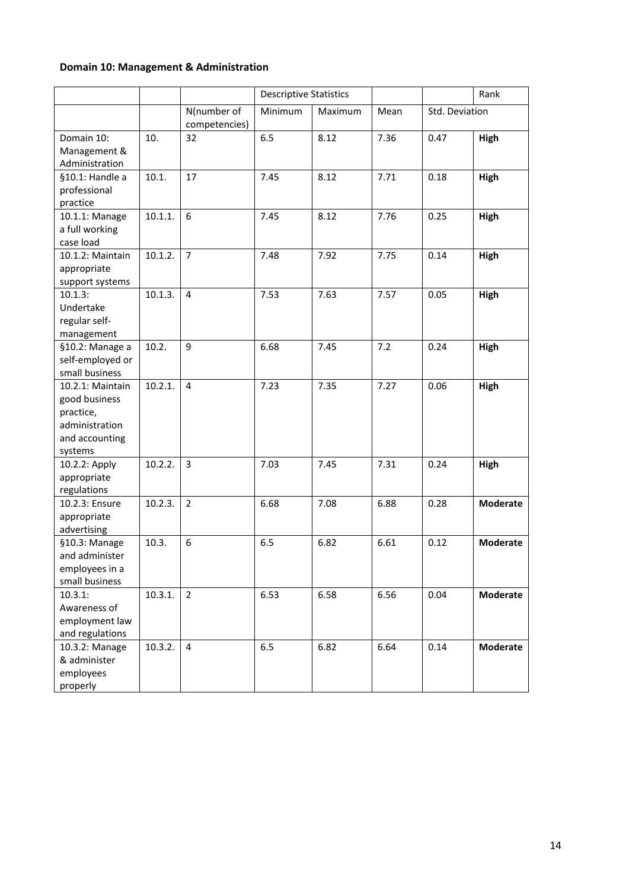**Domain 10: Management & Administration**

| | | | Descriptive Statistics | | | | Rank |
|---|---|---|---|---|---|---|---|
| | | N(number of competencies) | Minimum | Maximum | Mean | Std. Deviation | |
| Domain 10: Management & Administration | 10. | 32 | 6.5 | 8.12 | 7.36 | 0.47 | **High** |
| §10.1: Handle a professional practice | 10.1. | 17 | 7.45 | 8.12 | 7.71 | 0.18 | **High** |
| 10.1.1: Manage a full working case load | 10.1.1. | 6 | 7.45 | 8.12 | 7.76 | 0.25 | **High** |
| 10.1.2: Maintain appropriate support systems | 10.1.2. | 7 | 7.48 | 7.92 | 7.75 | 0.14 | **High** |
| 10.1.3: Undertake regular self-management | 10.1.3. | 4 | 7.53 | 7.63 | 7.57 | 0.05 | **High** |
| §10.2: Manage a self-employed or small business | 10.2. | 9 | 6.68 | 7.45 | 7.2 | 0.24 | **High** |
| 10.2.1: Maintain good business practice, administration and accounting systems | 10.2.1. | 4 | 7.23 | 7.35 | 7.27 | 0.06 | **High** |
| 10.2.2: Apply appropriate regulations | 10.2.2. | 3 | 7.03 | 7.45 | 7.31 | 0.24 | **High** |
| 10.2.3: Ensure appropriate advertising | 10.2.3. | 2 | 6.68 | 7.08 | 6.88 | 0.28 | **Moderate** |
| §10.3: Manage and administer employees in a small business | 10.3. | 6 | 6.5 | 6.82 | 6.61 | 0.12 | **Moderate** |
| 10.3.1: Awareness of employment law and regulations | 10.3.1. | 2 | 6.53 | 6.58 | 6.56 | 0.04 | **Moderate** |
| 10.3.2: Manage & administer employees properly | 10.3.2. | 4 | 6.5 | 6.82 | 6.64 | 0.14 | **Moderate** |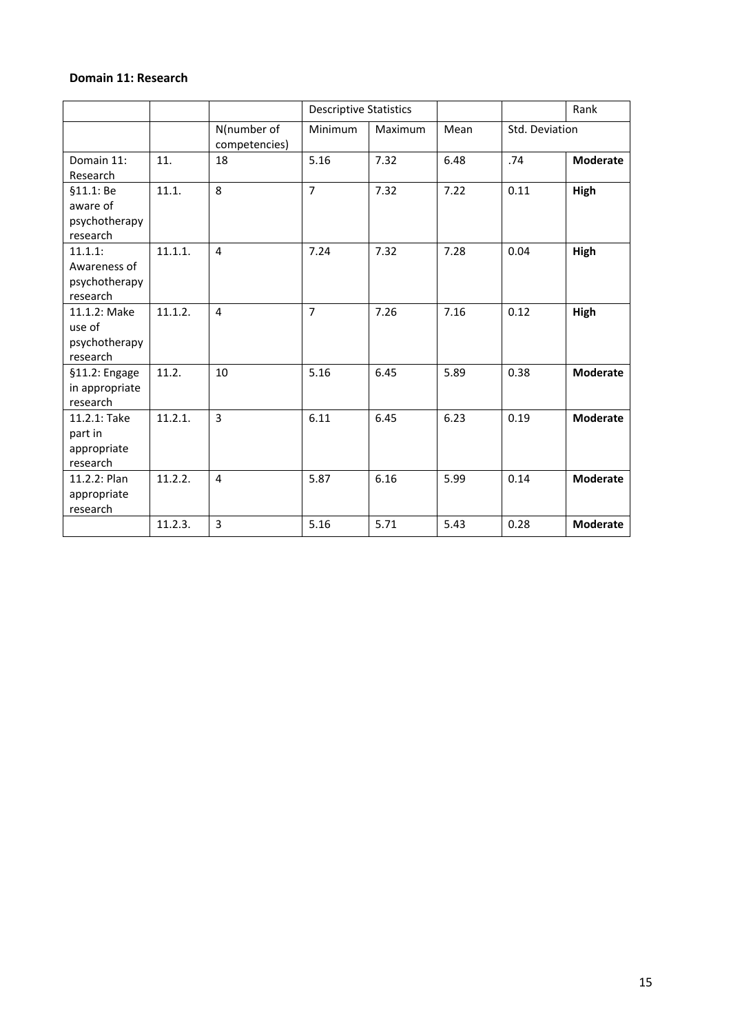**Domain 11: Research**

| | | | Descriptive Statistics | | | | Rank |
|---|---|---|---|---|---|---|---|
| | | N(number of competencies) | Minimum | Maximum | Mean | Std. Deviation | |
| Domain 11: Research | 11. | 18 | 5.16 | 7.32 | 6.48 | .74 | **Moderate** |
| §11.1: Be aware of psychotherapy research | 11.1. | 8 | 7 | 7.32 | 7.22 | 0.11 | **High** |
| 11.1.1: Awareness of psychotherapy research | 11.1.1. | 4 | 7.24 | 7.32 | 7.28 | 0.04 | **High** |
| 11.1.2: Make use of psychotherapy research | 11.1.2. | 4 | 7 | 7.26 | 7.16 | 0.12 | **High** |
| §11.2: Engage in appropriate research | 11.2. | 10 | 5.16 | 6.45 | 5.89 | 0.38 | **Moderate** |
| 11.2.1: Take part in appropriate research | 11.2.1. | 3 | 6.11 | 6.45 | 6.23 | 0.19 | **Moderate** |
| 11.2.2: Plan appropriate research | 11.2.2. | 4 | 5.87 | 6.16 | 5.99 | 0.14 | **Moderate** |
| | 11.2.3. | 3 | 5.16 | 5.71 | 5.43 | 0.28 | **Moderate** |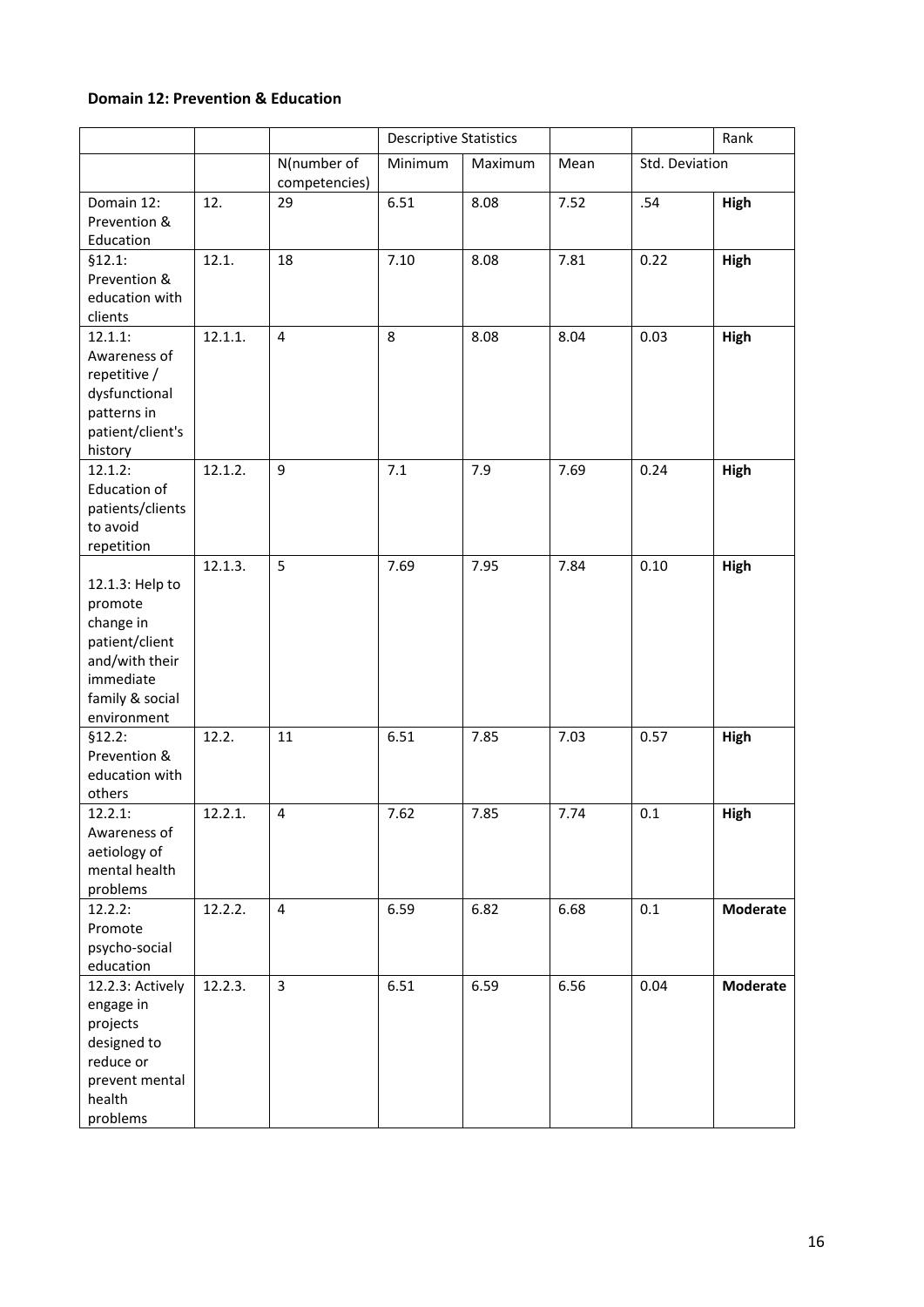**Domain 12: Prevention & Education**

| | | | Descriptive Statistics | | | | Rank |
|---|---|---|---|---|---|---|---|
| | | N(number of competencies) | Minimum | Maximum | Mean | Std. Deviation | |
| Domain 12: Prevention & Education | 12. | 29 | 6.51 | 8.08 | 7.52 | .54 | **High** |
| §12.1: Prevention & education with clients | 12.1. | 18 | 7.10 | 8.08 | 7.81 | 0.22 | **High** |
| 12.1.1: Awareness of repetitive / dysfunctional patterns in patient/client's history | 12.1.1. | 4 | 8 | 8.08 | 8.04 | 0.03 | **High** |
| 12.1.2: Education of patients/clients to avoid repetition | 12.1.2. | 9 | 7.1 | 7.9 | 7.69 | 0.24 | **High** |
| 12.1.3: Help to promote change in patient/client and/with their immediate family & social environment | 12.1.3. | 5 | 7.69 | 7.95 | 7.84 | 0.10 | **High** |
| §12.2: Prevention & education with others | 12.2. | 11 | 6.51 | 7.85 | 7.03 | 0.57 | **High** |
| 12.2.1: Awareness of aetiology of mental health problems | 12.2.1. | 4 | 7.62 | 7.85 | 7.74 | 0.1 | **High** |
| 12.2.2: Promote psycho-social education | 12.2.2. | 4 | 6.59 | 6.82 | 6.68 | 0.1 | **Moderate** |
| 12.2.3: Actively engage in projects designed to reduce or prevent mental health problems | 12.2.3. | 3 | 6.51 | 6.59 | 6.56 | 0.04 | **Moderate** |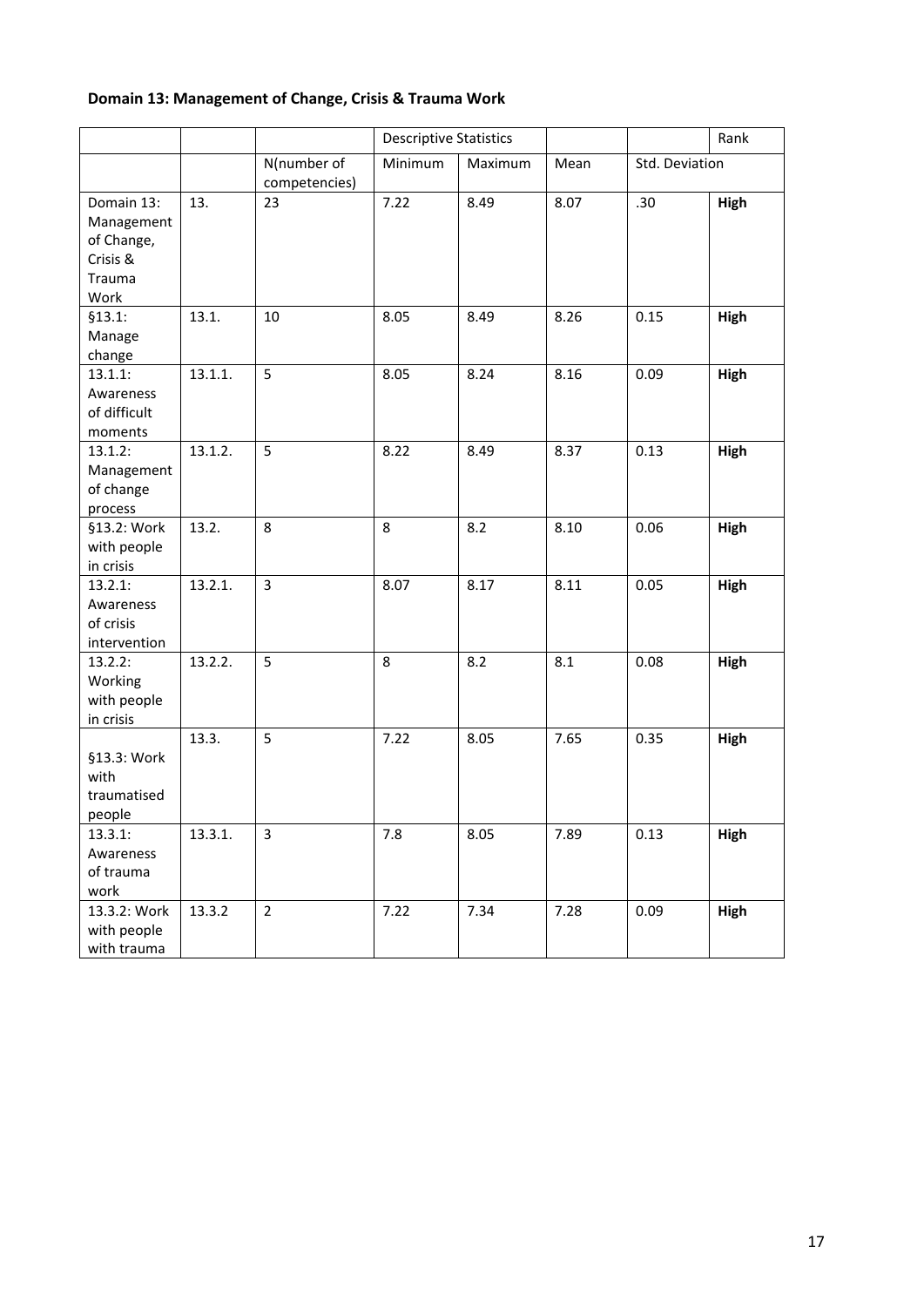**Domain 13: Management of Change, Crisis & Trauma Work**

| | | | Descriptive Statistics | | | | Rank |
|---|---|---|---|---|---|---|---|
| | | N(number of competencies) | Minimum | Maximum | Mean | Std. Deviation | |
| Domain 13: Management of Change, Crisis & Trauma Work | 13. | 23 | 7.22 | 8.49 | 8.07 | .30 | **High** |
| §13.1: Manage change | 13.1. | 10 | 8.05 | 8.49 | 8.26 | 0.15 | **High** |
| 13.1.1: Awareness of difficult moments | 13.1.1. | 5 | 8.05 | 8.24 | 8.16 | 0.09 | **High** |
| 13.1.2: Management of change process | 13.1.2. | 5 | 8.22 | 8.49 | 8.37 | 0.13 | **High** |
| §13.2: Work with people in crisis | 13.2. | 8 | 8 | 8.2 | 8.10 | 0.06 | **High** |
| 13.2.1: Awareness of crisis intervention | 13.2.1. | 3 | 8.07 | 8.17 | 8.11 | 0.05 | **High** |
| 13.2.2: Working with people in crisis | 13.2.2. | 5 | 8 | 8.2 | 8.1 | 0.08 | **High** |
| §13.3: Work with traumatised people | 13.3. | 5 | 7.22 | 8.05 | 7.65 | 0.35 | **High** |
| 13.3.1: Awareness of trauma work | 13.3.1. | 3 | 7.8 | 8.05 | 7.89 | 0.13 | **High** |
| 13.3.2: Work with people with trauma | 13.3.2 | 2 | 7.22 | 7.34 | 7.28 | 0.09 | **High** |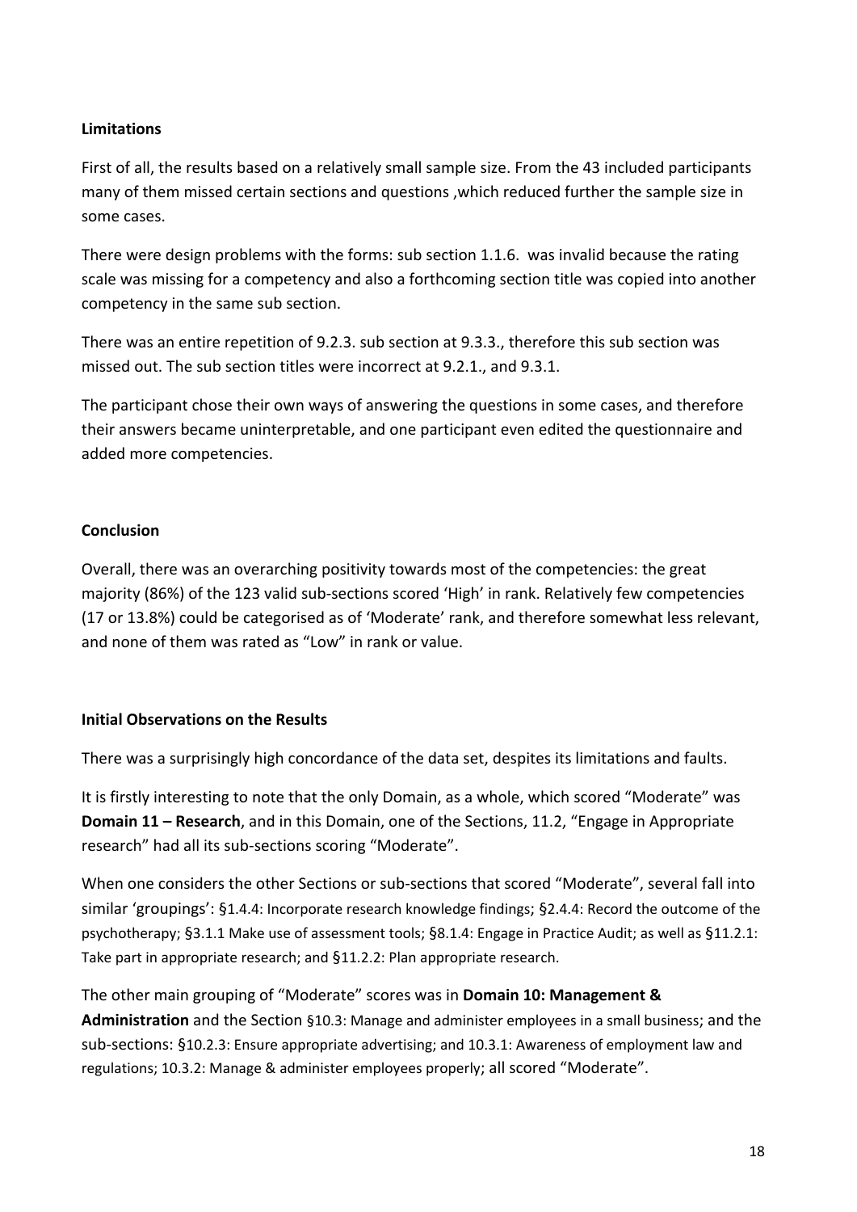**Limitations**

First of all, the results based on a relatively small sample size. From the 43 included participants many of them missed certain sections and questions ,which reduced further the sample size in some cases.

There were design problems with the forms: sub section 1.1.6. was invalid because the rating scale was missing for a competency and also a forthcoming section title was copied into another competency in the same sub section.

There was an entire repetition of 9.2.3. sub section at 9.3.3., therefore this sub section was missed out. The sub section titles were incorrect at 9.2.1., and 9.3.1.

The participant chose their own ways of answering the questions in some cases, and therefore their answers became uninterpretable, and one participant even edited the questionnaire and added more competencies.

**Conclusion**

Overall, there was an overarching positivity towards most of the competencies: the great majority (86%) of the 123 valid sub-sections scored 'High' in rank. Relatively few competencies (17 or 13.8%) could be categorised as of 'Moderate' rank, and therefore somewhat less relevant, and none of them was rated as "Low" in rank or value.

**Initial Observations on the Results**

There was a surprisingly high concordance of the data set, despites its limitations and faults.

It is firstly interesting to note that the only Domain, as a whole, which scored "Moderate" was **Domain 11 – Research**, and in this Domain, one of the Sections, 11.2, "Engage in Appropriate research" had all its sub-sections scoring "Moderate".

When one considers the other Sections or sub-sections that scored "Moderate", several fall into similar 'groupings': §1.4.4: Incorporate research knowledge findings; §2.4.4: Record the outcome of the psychotherapy; §3.1.1 Make use of assessment tools; §8.1.4: Engage in Practice Audit; as well as §11.2.1: Take part in appropriate research; and §11.2.2: Plan appropriate research.

The other main grouping of "Moderate" scores was in **Domain 10: Management & Administration** and the Section §10.3: Manage and administer employees in a small business; and the sub-sections: §10.2.3: Ensure appropriate advertising; and 10.3.1: Awareness of employment law and regulations; 10.3.2: Manage & administer employees properly; all scored "Moderate".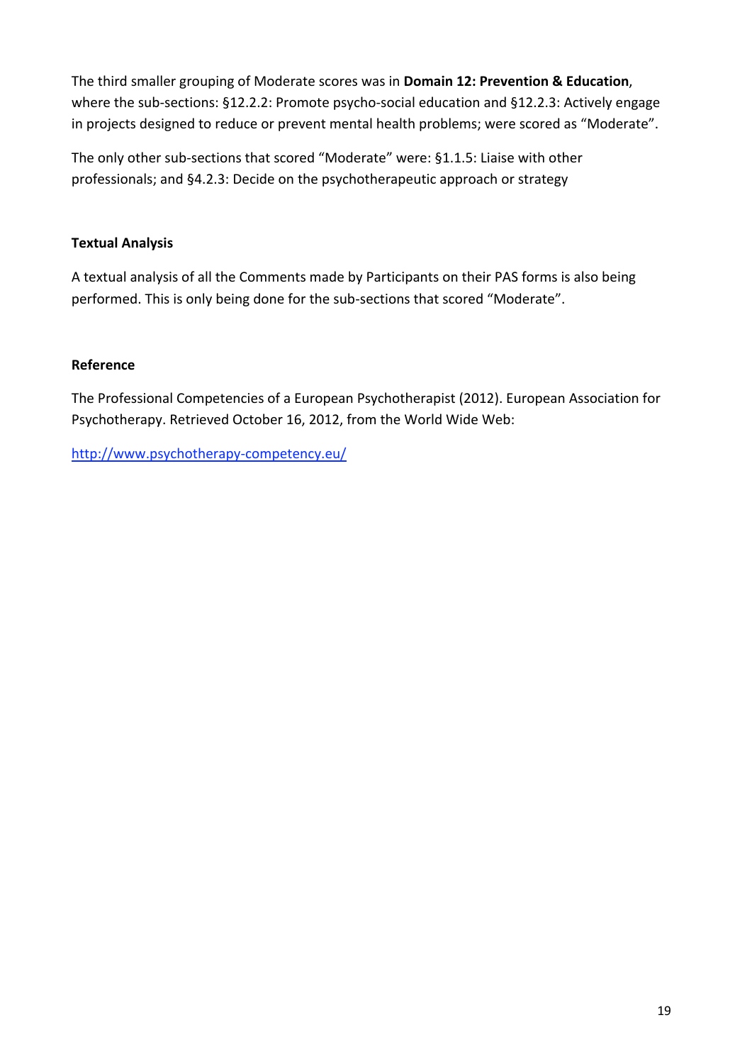The third smaller grouping of Moderate scores was in **Domain 12: Prevention & Education**, where the sub-sections: §12.2.2: Promote psycho-social education and §12.2.3: Actively engage in projects designed to reduce or prevent mental health problems; were scored as "Moderate".

The only other sub-sections that scored "Moderate" were: §1.1.5: Liaise with other professionals; and §4.2.3: Decide on the psychotherapeutic approach or strategy

**Textual Analysis**

A textual analysis of all the Comments made by Participants on their PAS forms is also being performed. This is only being done for the sub-sections that scored "Moderate".

**Reference**

The Professional Competencies of a European Psychotherapist (2012). European Association for Psychotherapy. Retrieved October 16, 2012, from the World Wide Web:

http://www.psychotherapy-competency.eu/